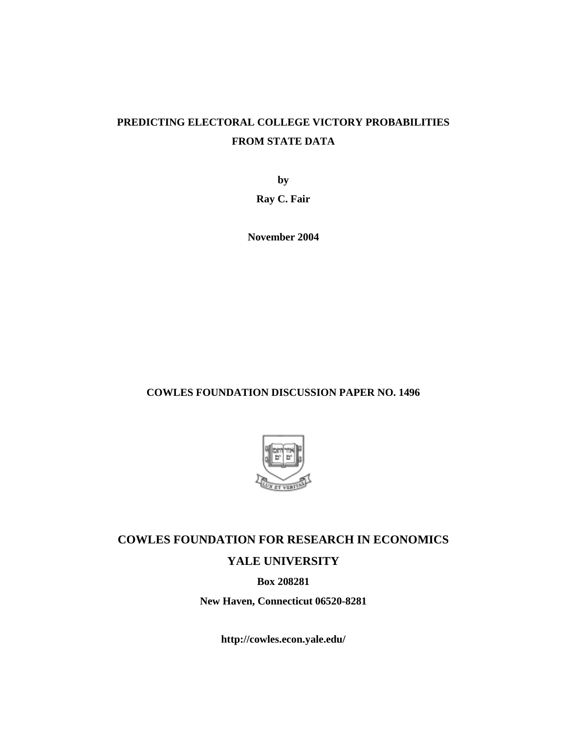**PREDICTING ELECTORAL COLLEGE VICTORY PROBABILITIES FROM STATE DATA**

**by**

**Ray C. Fair**

**November 2004**

**COWLES FOUNDATION DISCUSSION PAPER NO. 1496**

**COWLES FOUNDATION FOR RESEARCH IN ECONOMICS**

**YALE UNIVERSITY**

**Box 208281**

**New Haven, Connecticut 06520-8281**

**http://cowles.econ.yale.edu/**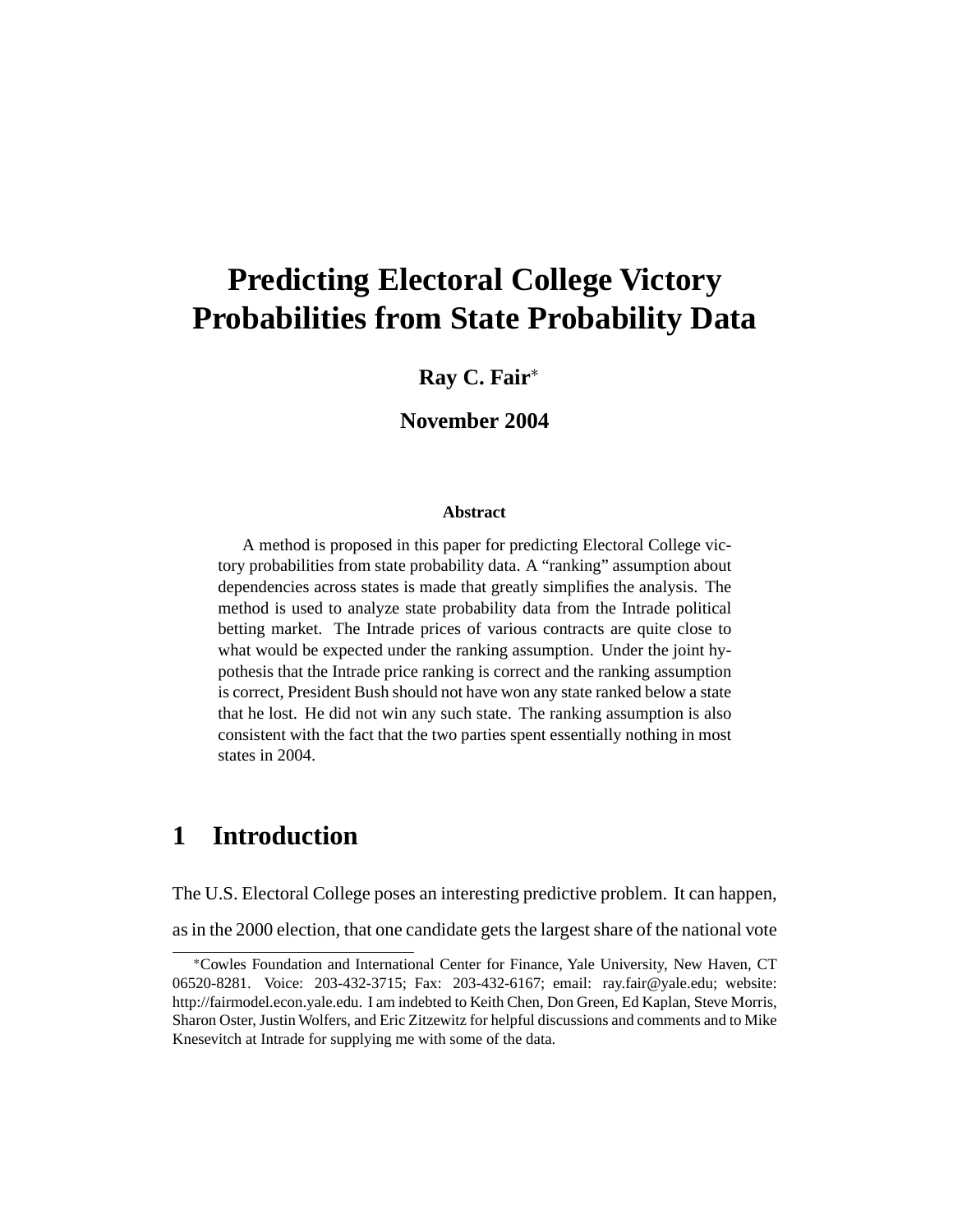# Predicting Electoral College Victory Probabilities from State Probability Data

**Ray C. Fair***

**November 2004**

**Abstract**

A method is proposed in this paper for predicting Electoral College victory probabilities from state probability data. A "ranking" assumption about dependencies across states is made that greatly simplifies the analysis. The method is used to analyze state probability data from the Intrade political betting market. The Intrade prices of various contracts are quite close to what would be expected under the ranking assumption. Under the joint hypothesis that the Intrade price ranking is correct and the ranking assumption is correct, President Bush should not have won any state ranked below a state that he lost. He did not win any such state. The ranking assumption is also consistent with the fact that the two parties spent essentially nothing in most states in 2004.

## 1 Introduction

The U.S. Electoral College poses an interesting predictive problem. It can happen, as in the 2000 election, that one candidate gets the largest share of the national vote

---

*Cowles Foundation and International Center for Finance, Yale University, New Haven, CT 06520-8281. Voice: 203-432-3715; Fax: 203-432-6167; email: ray.fair@yale.edu; website: http://fairmodel.econ.yale.edu. I am indebted to Keith Chen, Don Green, Ed Kaplan, Steve Morris, Sharon Oster, Justin Wolfers, and Eric Zitzewitz for helpful discussions and comments and to Mike Knesevitch at Intrade for supplying me with some of the data.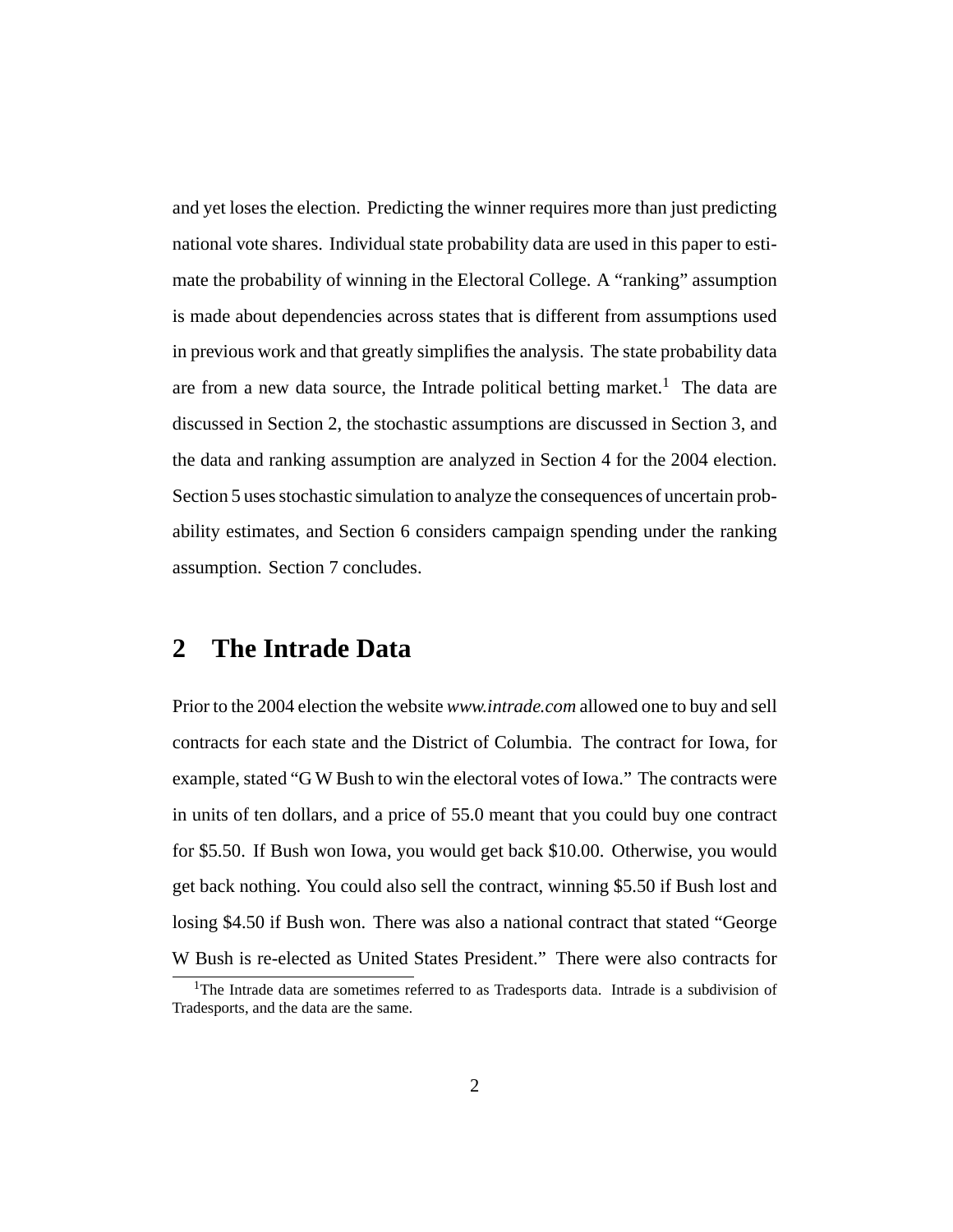and yet loses the election. Predicting the winner requires more than just predicting national vote shares. Individual state probability data are used in this paper to estimate the probability of winning in the Electoral College. A "ranking" assumption is made about dependencies across states that is different from assumptions used in previous work and that greatly simplifies the analysis. The state probability data are from a new data source, the Intrade political betting market.[1] The data are discussed in Section 2, the stochastic assumptions are discussed in Section 3, and the data and ranking assumption are analyzed in Section 4 for the 2004 election. Section 5 uses stochastic simulation to analyze the consequences of uncertain probability estimates, and Section 6 considers campaign spending under the ranking assumption. Section 7 concludes.

## 2 The Intrade Data

Prior to the 2004 election the website *www.intrade.com* allowed one to buy and sell contracts for each state and the District of Columbia. The contract for Iowa, for example, stated "G W Bush to win the electoral votes of Iowa." The contracts were in units of ten dollars, and a price of 55.0 meant that you could buy one contract for $5.50. If Bush won Iowa, you would get back $10.00. Otherwise, you would get back nothing. You could also sell the contract, winning $5.50 if Bush lost and losing $4.50 if Bush won. There was also a national contract that stated "George W Bush is re-elected as United States President." There were also contracts for

[1] The Intrade data are sometimes referred to as Tradesports data. Intrade is a subdivision of Tradesports, and the data are the same.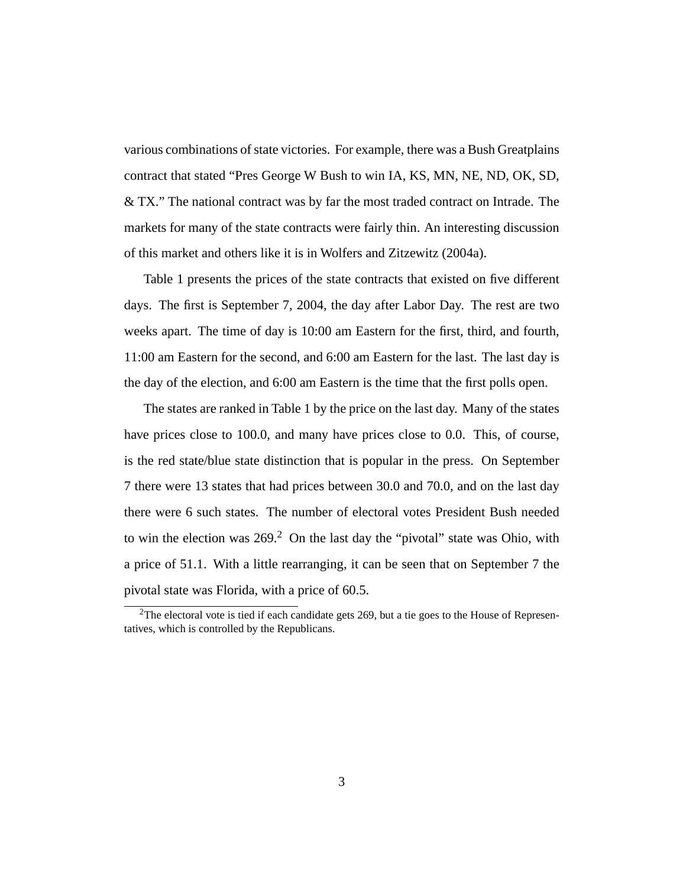various combinations of state victories. For example, there was a Bush Greatplains contract that stated "Pres George W Bush to win IA, KS, MN, NE, ND, OK, SD, & TX." The national contract was by far the most traded contract on Intrade. The markets for many of the state contracts were fairly thin. An interesting discussion of this market and others like it is in Wolfers and Zitzewitz (2004a).

Table 1 presents the prices of the state contracts that existed on five different days. The first is September 7, 2004, the day after Labor Day. The rest are two weeks apart. The time of day is 10:00 am Eastern for the first, third, and fourth, 11:00 am Eastern for the second, and 6:00 am Eastern for the last. The last day is the day of the election, and 6:00 am Eastern is the time that the first polls open.

The states are ranked in Table 1 by the price on the last day. Many of the states have prices close to 100.0, and many have prices close to 0.0. This, of course, is the red state/blue state distinction that is popular in the press. On September 7 there were 13 states that had prices between 30.0 and 70.0, and on the last day there were 6 such states. The number of electoral votes President Bush needed to win the election was 269.[2] On the last day the "pivotal" state was Ohio, with a price of 51.1. With a little rearranging, it can be seen that on September 7 the pivotal state was Florida, with a price of 60.5.

[2]The electoral vote is tied if each candidate gets 269, but a tie goes to the House of Representatives, which is controlled by the Republicans.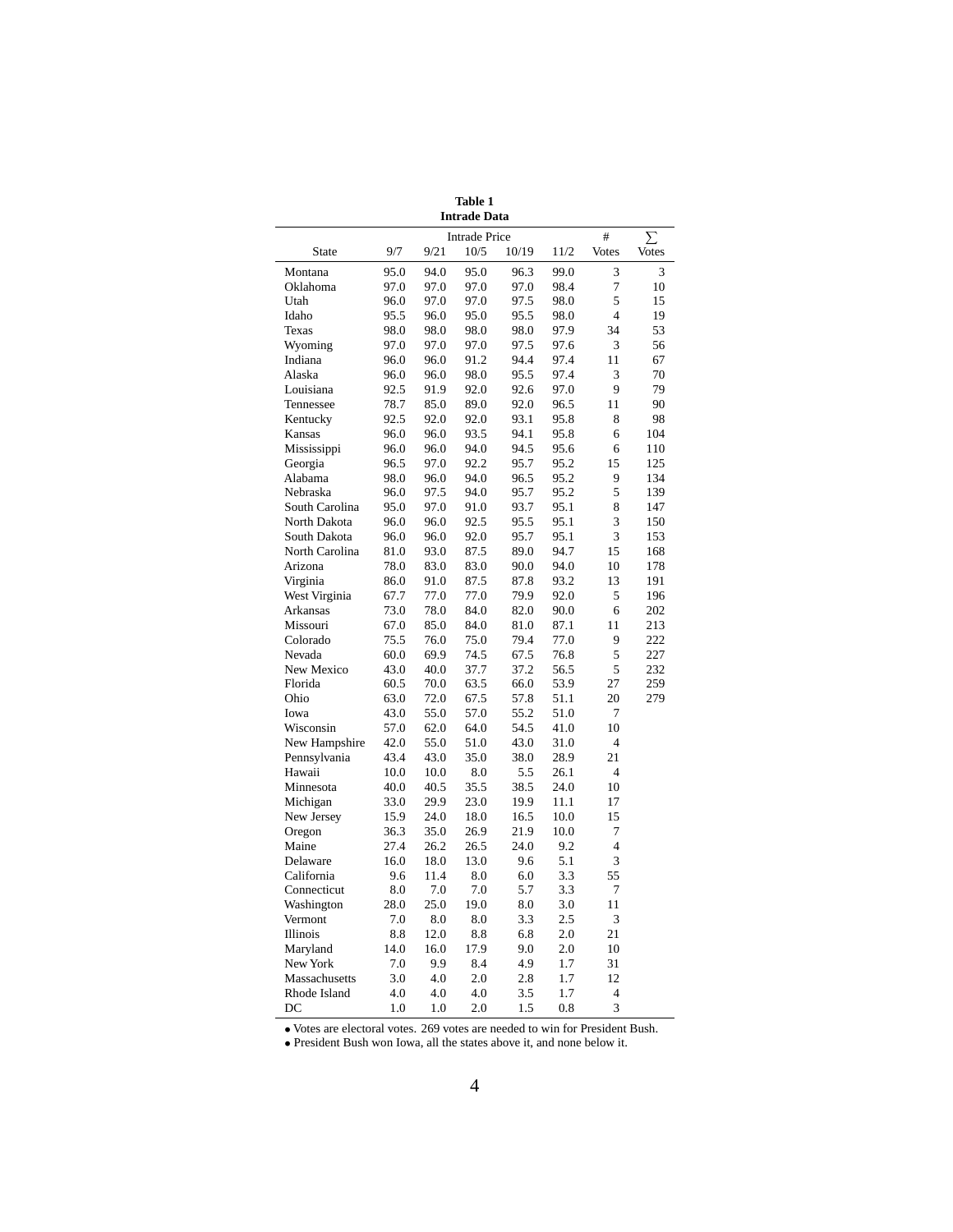**Table 1**
**Intrade Data**

| State | Intrade Price | | | | | # | ∑ |
|---|---|---|---|---|---|---|---|
| | 9/7 | 9/21 | 10/5 | 10/19 | 11/2 | Votes | Votes |
| Montana | 95.0 | 94.0 | 95.0 | 96.3 | 99.0 | 3 | 3 |
| Oklahoma | 97.0 | 97.0 | 97.0 | 97.0 | 98.4 | 7 | 10 |
| Utah | 96.0 | 97.0 | 97.0 | 97.5 | 98.0 | 5 | 15 |
| Idaho | 95.5 | 96.0 | 95.0 | 95.5 | 98.0 | 4 | 19 |
| Texas | 98.0 | 98.0 | 98.0 | 98.0 | 97.9 | 34 | 53 |
| Wyoming | 97.0 | 97.0 | 97.0 | 97.5 | 97.6 | 3 | 56 |
| Indiana | 96.0 | 96.0 | 91.2 | 94.4 | 97.4 | 11 | 67 |
| Alaska | 96.0 | 96.0 | 98.0 | 95.5 | 97.4 | 3 | 70 |
| Louisiana | 92.5 | 91.9 | 92.0 | 92.6 | 97.0 | 9 | 79 |
| Tennessee | 78.7 | 85.0 | 89.0 | 92.0 | 96.5 | 11 | 90 |
| Kentucky | 92.5 | 92.0 | 92.0 | 93.1 | 95.8 | 8 | 98 |
| Kansas | 96.0 | 96.0 | 93.5 | 94.1 | 95.8 | 6 | 104 |
| Mississippi | 96.0 | 96.0 | 94.0 | 94.5 | 95.6 | 6 | 110 |
| Georgia | 96.5 | 97.0 | 92.2 | 95.7 | 95.2 | 15 | 125 |
| Alabama | 98.0 | 96.0 | 94.0 | 96.5 | 95.2 | 9 | 134 |
| Nebraska | 96.0 | 97.5 | 94.0 | 95.7 | 95.2 | 5 | 139 |
| South Carolina | 95.0 | 97.0 | 91.0 | 93.7 | 95.1 | 8 | 147 |
| North Dakota | 96.0 | 96.0 | 92.5 | 95.5 | 95.1 | 3 | 150 |
| South Dakota | 96.0 | 96.0 | 92.0 | 95.7 | 95.1 | 3 | 153 |
| North Carolina | 81.0 | 93.0 | 87.5 | 89.0 | 94.7 | 15 | 168 |
| Arizona | 78.0 | 83.0 | 83.0 | 90.0 | 94.0 | 10 | 178 |
| Virginia | 86.0 | 91.0 | 87.5 | 87.8 | 93.2 | 13 | 191 |
| West Virginia | 67.7 | 77.0 | 77.0 | 79.9 | 92.0 | 5 | 196 |
| Arkansas | 73.0 | 78.0 | 84.0 | 82.0 | 90.0 | 6 | 202 |
| Missouri | 67.0 | 85.0 | 84.0 | 81.0 | 87.1 | 11 | 213 |
| Colorado | 75.5 | 76.0 | 75.0 | 79.4 | 77.0 | 9 | 222 |
| Nevada | 60.0 | 69.9 | 74.5 | 67.5 | 76.8 | 5 | 227 |
| New Mexico | 43.0 | 40.0 | 37.7 | 37.2 | 56.5 | 5 | 232 |
| Florida | 60.5 | 70.0 | 63.5 | 66.0 | 53.9 | 27 | 259 |
| Ohio | 63.0 | 72.0 | 67.5 | 57.8 | 51.1 | 20 | 279 |
| Iowa | 43.0 | 55.0 | 57.0 | 55.2 | 51.0 | 7 | |
| Wisconsin | 57.0 | 62.0 | 64.0 | 54.5 | 41.0 | 10 | |
| New Hampshire | 42.0 | 55.0 | 51.0 | 43.0 | 31.0 | 4 | |
| Pennsylvania | 43.4 | 43.0 | 35.0 | 38.0 | 28.9 | 21 | |
| Hawaii | 10.0 | 10.0 | 8.0 | 5.5 | 26.1 | 4 | |
| Minnesota | 40.0 | 40.5 | 35.5 | 38.5 | 24.0 | 10 | |
| Michigan | 33.0 | 29.9 | 23.0 | 19.9 | 11.1 | 17 | |
| New Jersey | 15.9 | 24.0 | 18.0 | 16.5 | 10.0 | 15 | |
| Oregon | 36.3 | 35.0 | 26.9 | 21.9 | 10.0 | 7 | |
| Maine | 27.4 | 26.2 | 26.5 | 24.0 | 9.2 | 4 | |
| Delaware | 16.0 | 18.0 | 13.0 | 9.6 | 5.1 | 3 | |
| California | 9.6 | 11.4 | 8.0 | 6.0 | 3.3 | 55 | |
| Connecticut | 8.0 | 7.0 | 7.0 | 5.7 | 3.3 | 7 | |
| Washington | 28.0 | 25.0 | 19.0 | 8.0 | 3.0 | 11 | |
| Vermont | 7.0 | 8.0 | 8.0 | 3.3 | 2.5 | 3 | |
| Illinois | 8.8 | 12.0 | 8.8 | 6.8 | 2.0 | 21 | |
| Maryland | 14.0 | 16.0 | 17.9 | 9.0 | 2.0 | 10 | |
| New York | 7.0 | 9.9 | 8.4 | 4.9 | 1.7 | 31 | |
| Massachusetts | 3.0 | 4.0 | 2.0 | 2.8 | 1.7 | 12 | |
| Rhode Island | 4.0 | 4.0 | 4.0 | 3.5 | 1.7 | 4 | |
| DC | 1.0 | 1.0 | 2.0 | 1.5 | 0.8 | 3 | |

- Votes are electoral votes. 269 votes are needed to win for President Bush.
- President Bush won Iowa, all the states above it, and none below it.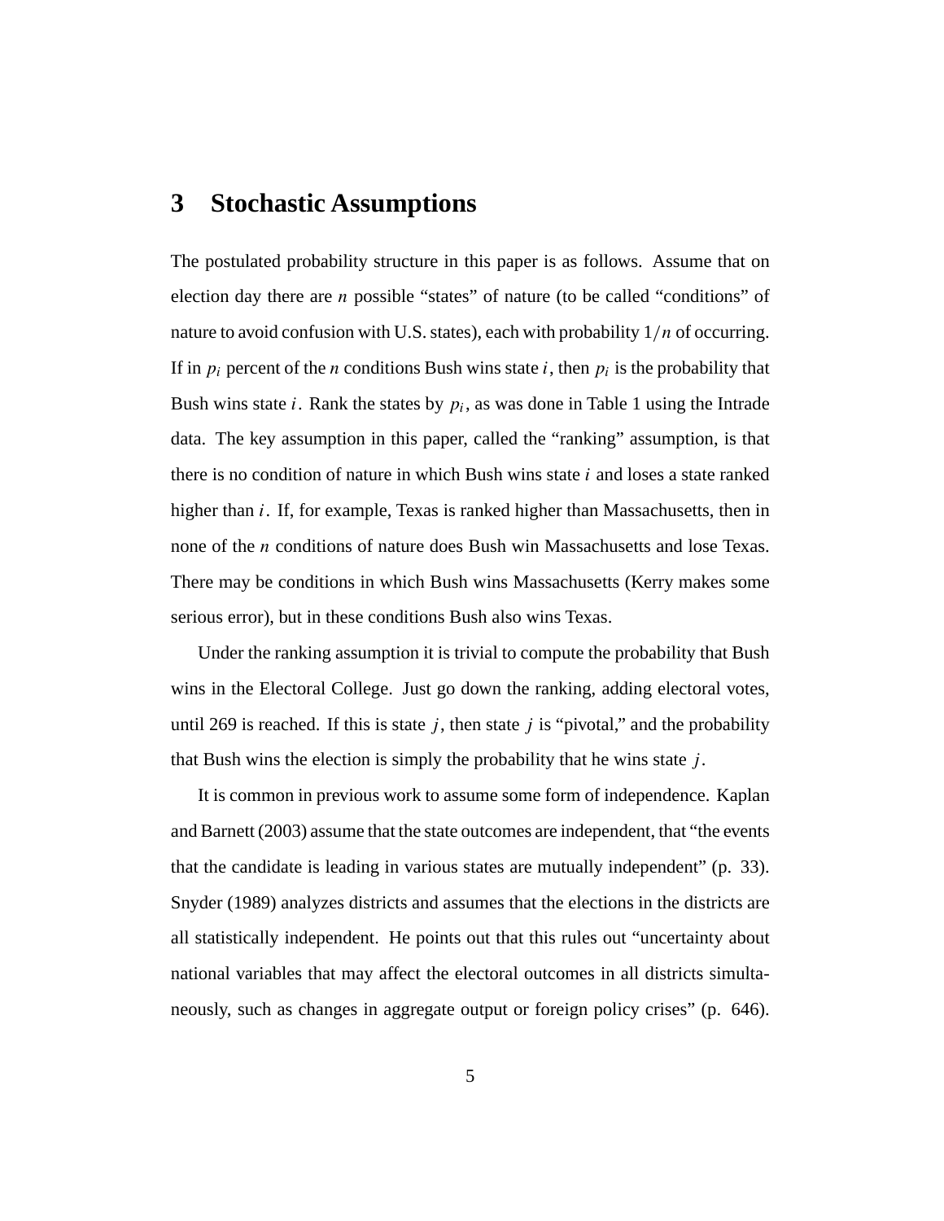## 3 Stochastic Assumptions

The postulated probability structure in this paper is as follows. Assume that on election day there are $n$ possible "states" of nature (to be called "conditions" of nature to avoid confusion with U.S. states), each with probability $1/n$ of occurring. If in $p_i$ percent of the $n$ conditions Bush wins state $i$, then $p_i$ is the probability that Bush wins state $i$. Rank the states by $p_i$, as was done in Table 1 using the Intrade data. The key assumption in this paper, called the "ranking" assumption, is that there is no condition of nature in which Bush wins state $i$ and loses a state ranked higher than $i$. If, for example, Texas is ranked higher than Massachusetts, then in none of the $n$ conditions of nature does Bush win Massachusetts and lose Texas. There may be conditions in which Bush wins Massachusetts (Kerry makes some serious error), but in these conditions Bush also wins Texas.

Under the ranking assumption it is trivial to compute the probability that Bush wins in the Electoral College. Just go down the ranking, adding electoral votes, until 269 is reached. If this is state $j$, then state $j$ is "pivotal," and the probability that Bush wins the election is simply the probability that he wins state $j$.

It is common in previous work to assume some form of independence. Kaplan and Barnett (2003) assume that the state outcomes are independent, that "the events that the candidate is leading in various states are mutually independent" (p. 33). Snyder (1989) analyzes districts and assumes that the elections in the districts are all statistically independent. He points out that this rules out "uncertainty about national variables that may affect the electoral outcomes in all districts simultaneously, such as changes in aggregate output or foreign policy crises" (p. 646).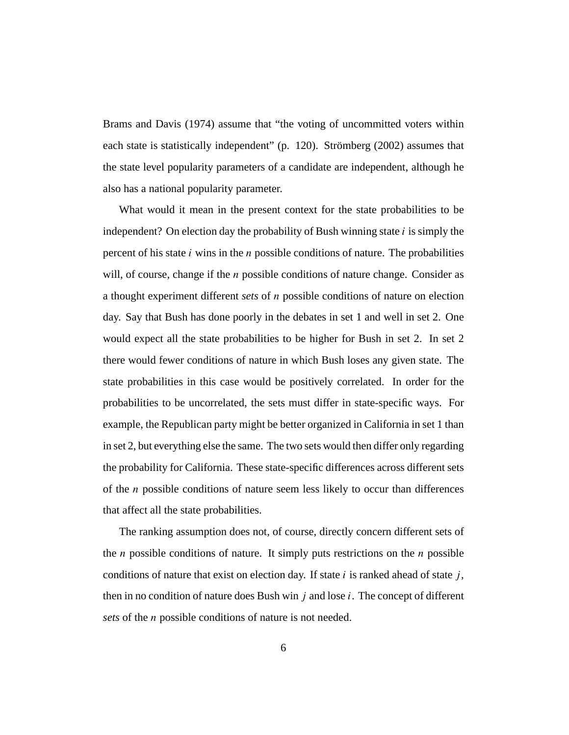Brams and Davis (1974) assume that "the voting of uncommitted voters within each state is statistically independent" (p. 120). Strömberg (2002) assumes that the state level popularity parameters of a candidate are independent, although he also has a national popularity parameter.

What would it mean in the present context for the state probabilities to be independent? On election day the probability of Bush winning state $i$ is simply the percent of his state $i$ wins in the $n$ possible conditions of nature. The probabilities will, of course, change if the $n$ possible conditions of nature change. Consider as a thought experiment different *sets* of $n$ possible conditions of nature on election day. Say that Bush has done poorly in the debates in set 1 and well in set 2. One would expect all the state probabilities to be higher for Bush in set 2. In set 2 there would fewer conditions of nature in which Bush loses any given state. The state probabilities in this case would be positively correlated. In order for the probabilities to be uncorrelated, the sets must differ in state-specific ways. For example, the Republican party might be better organized in California in set 1 than in set 2, but everything else the same. The two sets would then differ only regarding the probability for California. These state-specific differences across different sets of the $n$ possible conditions of nature seem less likely to occur than differences that affect all the state probabilities.

The ranking assumption does not, of course, directly concern different sets of the $n$ possible conditions of nature. It simply puts restrictions on the $n$ possible conditions of nature that exist on election day. If state $i$ is ranked ahead of state $j$, then in no condition of nature does Bush win $j$ and lose $i$. The concept of different *sets* of the $n$ possible conditions of nature is not needed.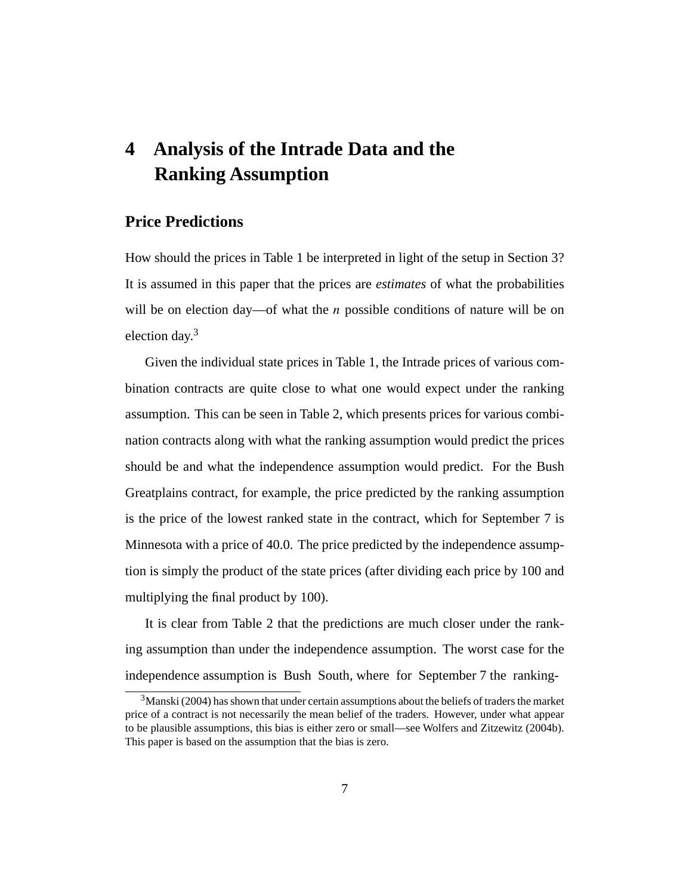# 4 Analysis of the Intrade Data and the Ranking Assumption

## Price Predictions

How should the prices in Table 1 be interpreted in light of the setup in Section 3? It is assumed in this paper that the prices are *estimates* of what the probabilities will be on election day—of what the $n$ possible conditions of nature will be on election day.[3]

Given the individual state prices in Table 1, the Intrade prices of various combination contracts are quite close to what one would expect under the ranking assumption. This can be seen in Table 2, which presents prices for various combination contracts along with what the ranking assumption would predict the prices should be and what the independence assumption would predict. For the Bush Greatplains contract, for example, the price predicted by the ranking assumption is the price of the lowest ranked state in the contract, which for September 7 is Minnesota with a price of 40.0. The price predicted by the independence assumption is simply the product of the state prices (after dividing each price by 100 and multiplying the final product by 100).

It is clear from Table 2 that the predictions are much closer under the ranking assumption than under the independence assumption. The worst case for the independence assumption is Bush South, where for September 7 the ranking-

[3]Manski (2004) has shown that under certain assumptions about the beliefs of traders the market price of a contract is not necessarily the mean belief of the traders. However, under what appear to be plausible assumptions, this bias is either zero or small—see Wolfers and Zitzewitz (2004b). This paper is based on the assumption that the bias is zero.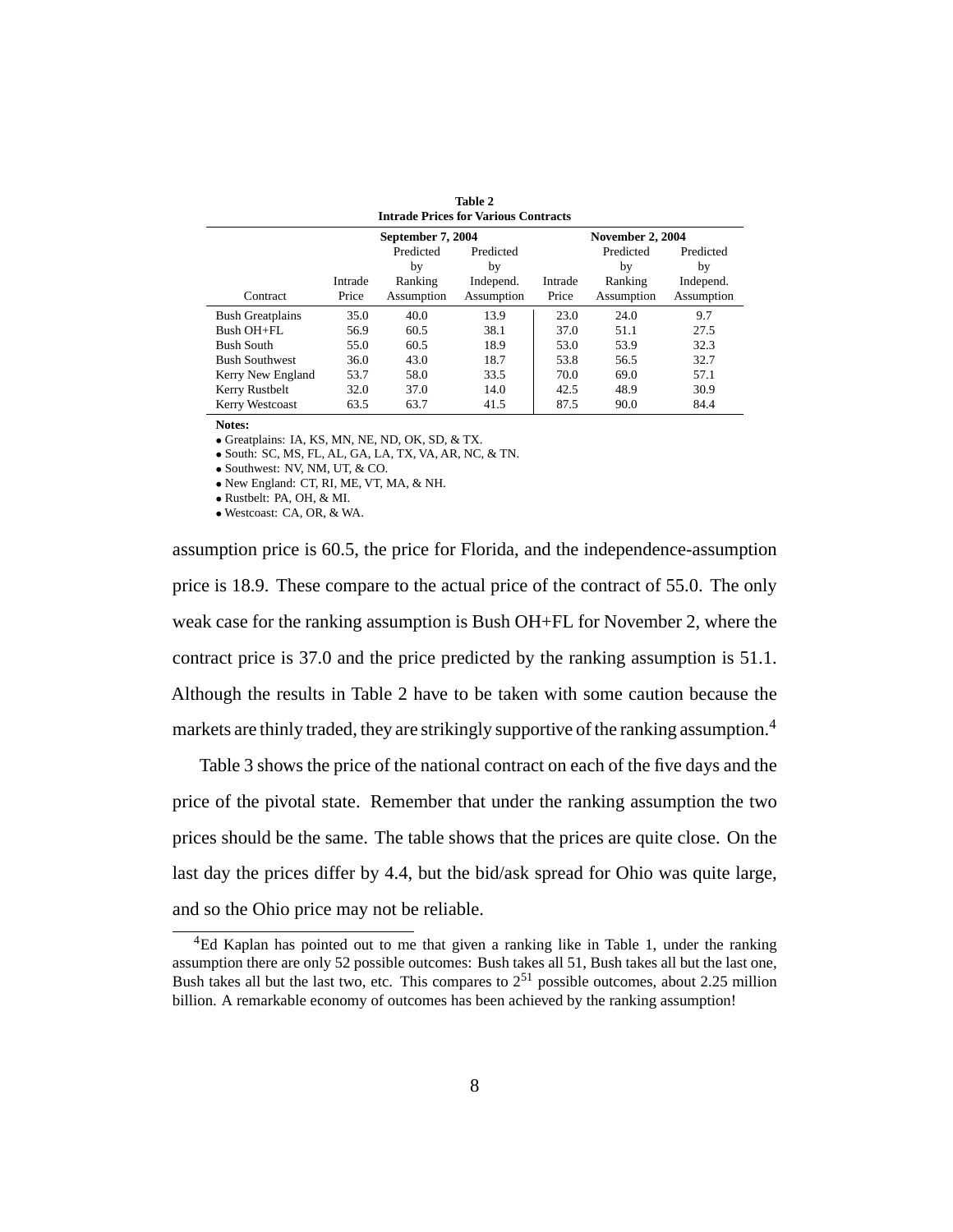**Table 2**
**Intrade Prices for Various Contracts**

| Contract | September 7, 2004 Intrade Price | September 7, 2004 Predicted by Ranking Assumption | September 7, 2004 Predicted by Independ. Assumption | November 2, 2004 Intrade Price | November 2, 2004 Predicted by Ranking Assumption | November 2, 2004 Predicted by Independ. Assumption |
|---|---|---|---|---|---|---|
| Bush Greatplains | 35.0 | 40.0 | 13.9 | 23.0 | 24.0 | 9.7 |
| Bush OH+FL | 56.9 | 60.5 | 38.1 | 37.0 | 51.1 | 27.5 |
| Bush South | 55.0 | 60.5 | 18.9 | 53.0 | 53.9 | 32.3 |
| Bush Southwest | 36.0 | 43.0 | 18.7 | 53.8 | 56.5 | 32.7 |
| Kerry New England | 53.7 | 58.0 | 33.5 | 70.0 | 69.0 | 57.1 |
| Kerry Rustbelt | 32.0 | 37.0 | 14.0 | 42.5 | 48.9 | 30.9 |
| Kerry Westcoast | 63.5 | 63.7 | 41.5 | 87.5 | 90.0 | 84.4 |

**Notes:**

- Greatplains: IA, KS, MN, NE, ND, OK, SD, & TX.
- South: SC, MS, FL, AL, GA, LA, TX, VA, AR, NC, & TN.
- Southwest: NV, NM, UT, & CO.
- New England: CT, RI, ME, VT, MA, & NH.
- Rustbelt: PA, OH, & MI.
- Westcoast: CA, OR, & WA.

assumption price is 60.5, the price for Florida, and the independence-assumption price is 18.9. These compare to the actual price of the contract of 55.0. The only weak case for the ranking assumption is Bush OH+FL for November 2, where the contract price is 37.0 and the price predicted by the ranking assumption is 51.1. Although the results in Table 2 have to be taken with some caution because the markets are thinly traded, they are strikingly supportive of the ranking assumption.[4]

Table 3 shows the price of the national contract on each of the five days and the price of the pivotal state. Remember that under the ranking assumption the two prices should be the same. The table shows that the prices are quite close. On the last day the prices differ by 4.4, but the bid/ask spread for Ohio was quite large, and so the Ohio price may not be reliable.

[4]Ed Kaplan has pointed out to me that given a ranking like in Table 1, under the ranking assumption there are only 52 possible outcomes: Bush takes all 51, Bush takes all but the last one, Bush takes all but the last two, etc. This compares to $2^{51}$ possible outcomes, about 2.25 million billion. A remarkable economy of outcomes has been achieved by the ranking assumption!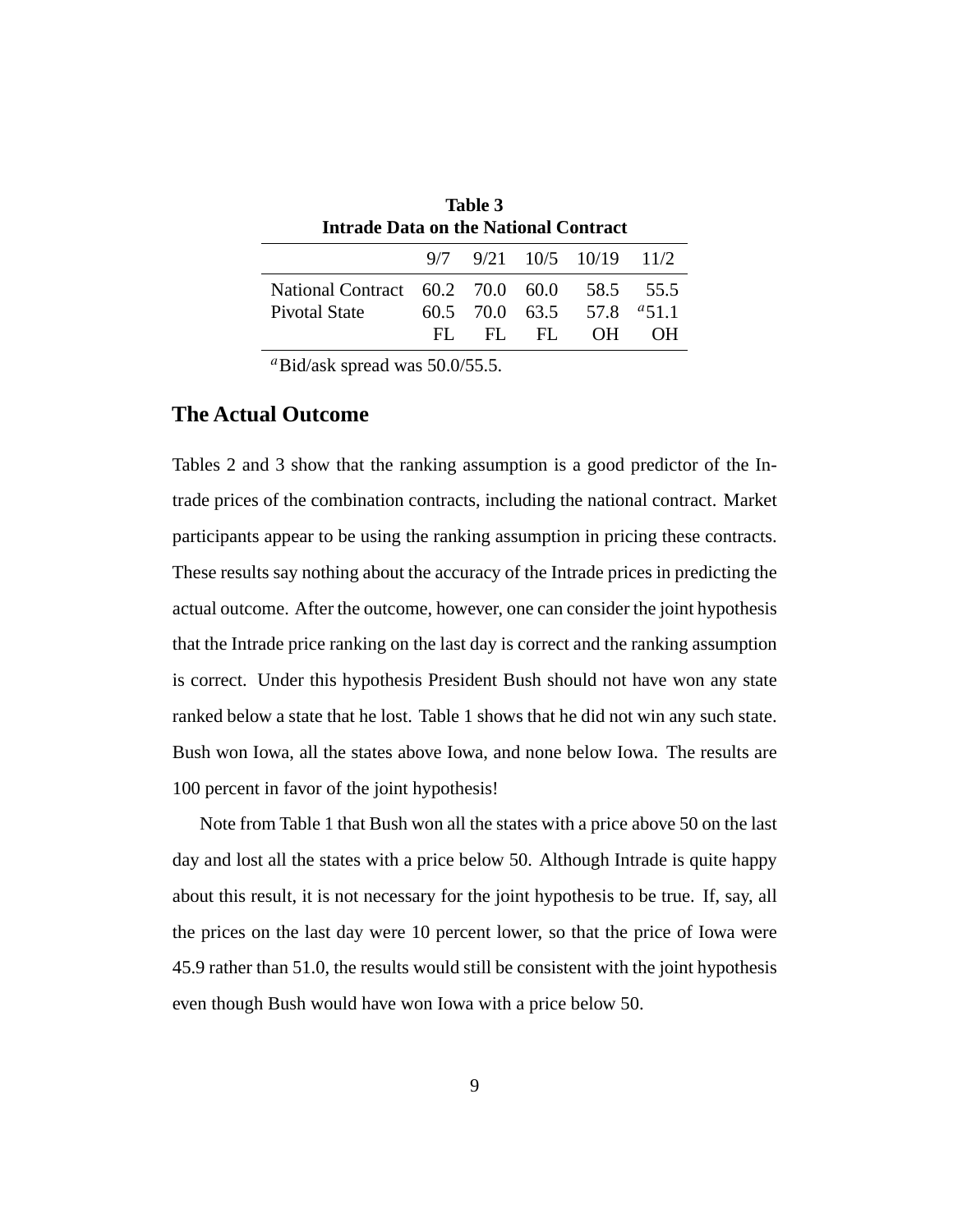**Table 3**
**Intrade Data on the National Contract**

| | 9/7 | 9/21 | 10/5 | 10/19 | 11/2 |
|---|---|---|---|---|---|
| National Contract | 60.2 | 70.0 | 60.0 | 58.5 | 55.5 |
| Pivotal State | 60.5 | 70.0 | 63.5 | 57.8 | [a]51.1 |
| | FL | FL | FL | OH | OH |

[a]Bid/ask spread was 50.0/55.5.

## The Actual Outcome

Tables 2 and 3 show that the ranking assumption is a good predictor of the Intrade prices of the combination contracts, including the national contract. Market participants appear to be using the ranking assumption in pricing these contracts. These results say nothing about the accuracy of the Intrade prices in predicting the actual outcome. After the outcome, however, one can consider the joint hypothesis that the Intrade price ranking on the last day is correct and the ranking assumption is correct. Under this hypothesis President Bush should not have won any state ranked below a state that he lost. Table 1 shows that he did not win any such state. Bush won Iowa, all the states above Iowa, and none below Iowa. The results are 100 percent in favor of the joint hypothesis!

Note from Table 1 that Bush won all the states with a price above 50 on the last day and lost all the states with a price below 50. Although Intrade is quite happy about this result, it is not necessary for the joint hypothesis to be true. If, say, all the prices on the last day were 10 percent lower, so that the price of Iowa were 45.9 rather than 51.0, the results would still be consistent with the joint hypothesis even though Bush would have won Iowa with a price below 50.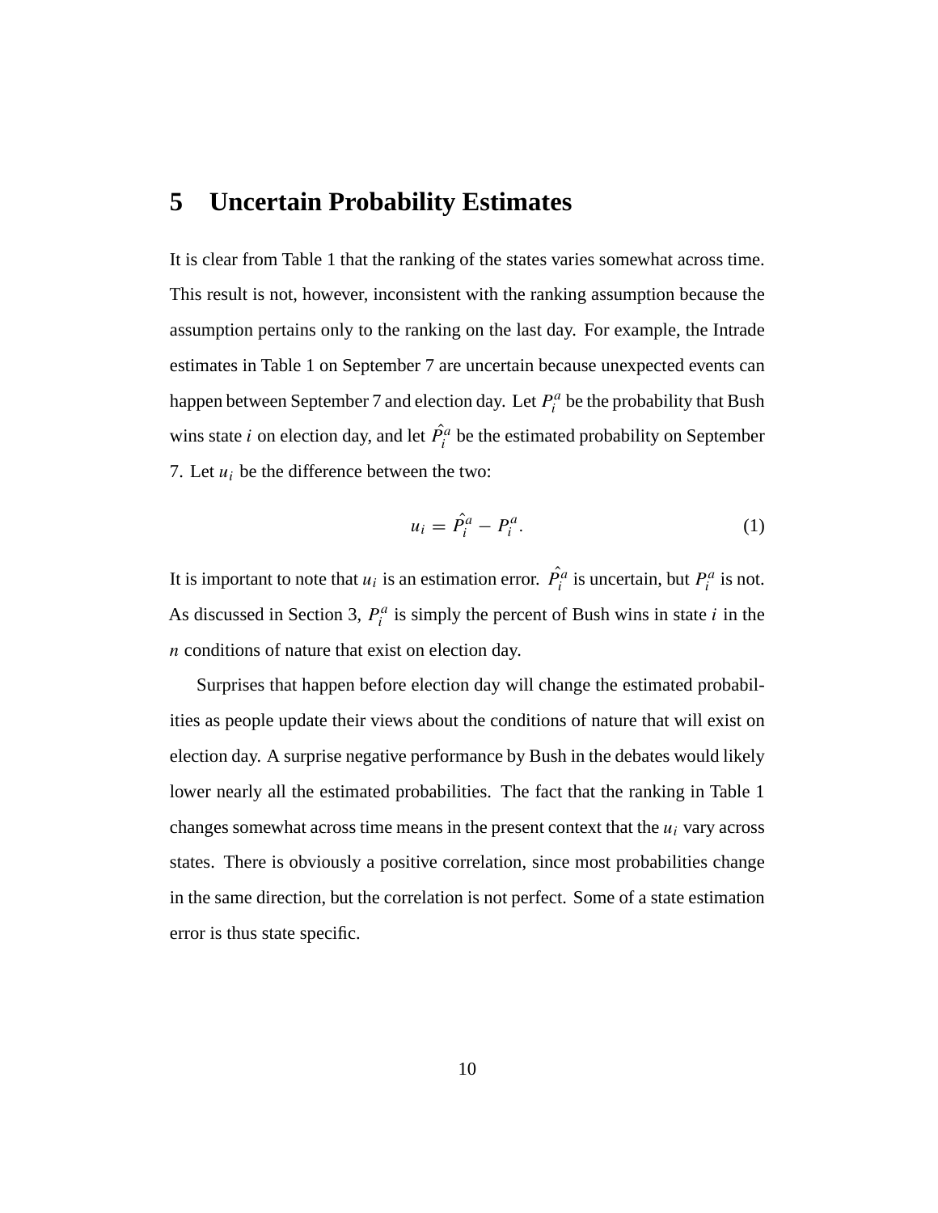## 5 Uncertain Probability Estimates

It is clear from Table 1 that the ranking of the states varies somewhat across time. This result is not, however, inconsistent with the ranking assumption because the assumption pertains only to the ranking on the last day. For example, the Intrade estimates in Table 1 on September 7 are uncertain because unexpected events can happen between September 7 and election day. Let $P_i^a$ be the probability that Bush wins state $i$ on election day, and let $\hat{P}_i^a$ be the estimated probability on September 7. Let $u_i$ be the difference between the two:

$$u_i = \hat{P}_i^a - P_i^a. \tag{1}$$

It is important to note that $u_i$ is an estimation error. $\hat{P}_i^a$ is uncertain, but $P_i^a$ is not. As discussed in Section 3, $P_i^a$ is simply the percent of Bush wins in state $i$ in the $n$ conditions of nature that exist on election day.

Surprises that happen before election day will change the estimated probabilities as people update their views about the conditions of nature that will exist on election day. A surprise negative performance by Bush in the debates would likely lower nearly all the estimated probabilities. The fact that the ranking in Table 1 changes somewhat across time means in the present context that the $u_i$ vary across states. There is obviously a positive correlation, since most probabilities change in the same direction, but the correlation is not perfect. Some of a state estimation error is thus state specific.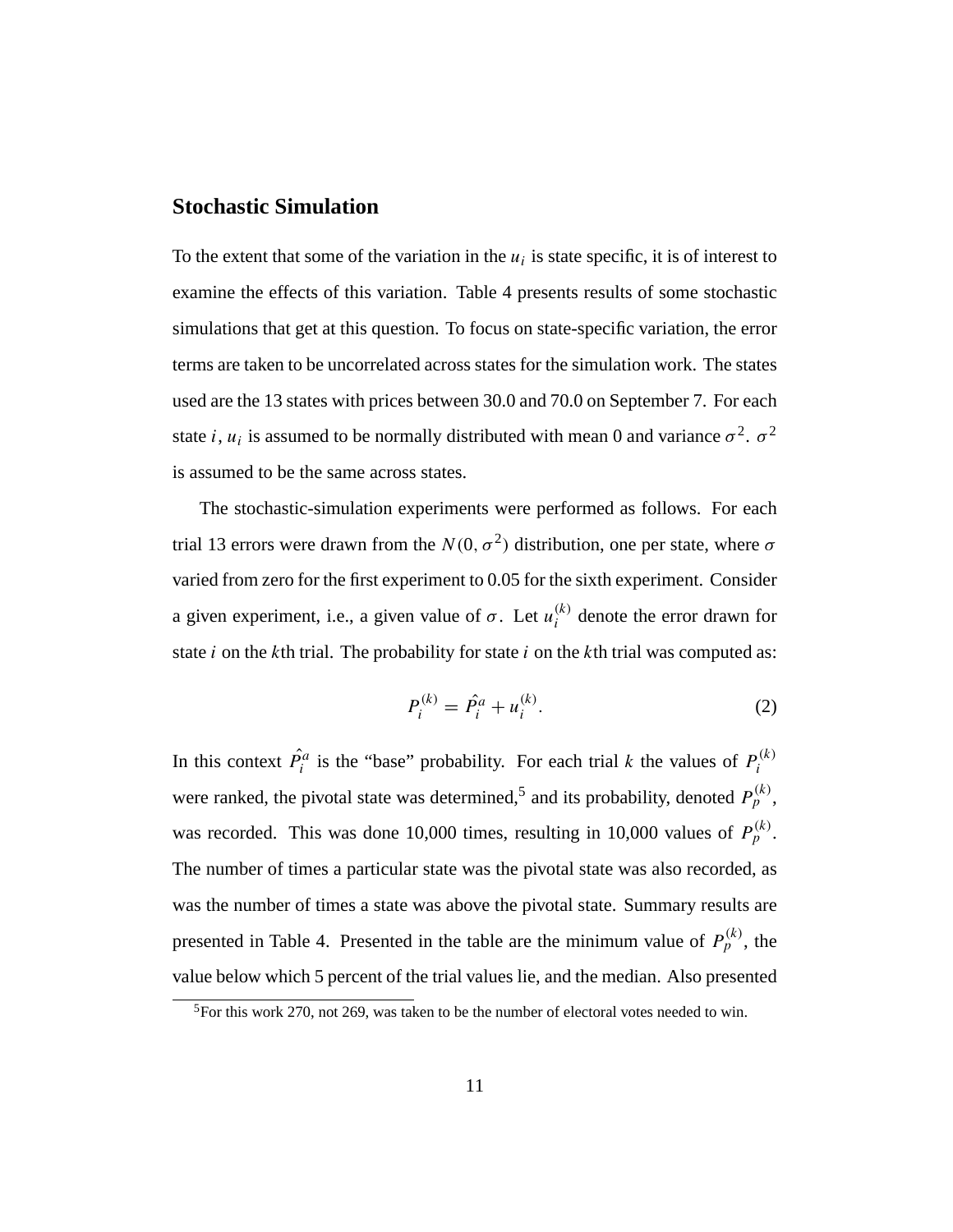## Stochastic Simulation

To the extent that some of the variation in the $u_i$ is state specific, it is of interest to examine the effects of this variation. Table 4 presents results of some stochastic simulations that get at this question. To focus on state-specific variation, the error terms are taken to be uncorrelated across states for the simulation work. The states used are the 13 states with prices between 30.0 and 70.0 on September 7. For each state $i$, $u_i$ is assumed to be normally distributed with mean 0 and variance $\sigma^2$. $\sigma^2$ is assumed to be the same across states.

The stochastic-simulation experiments were performed as follows. For each trial 13 errors were drawn from the $N(0, \sigma^2)$ distribution, one per state, where $\sigma$ varied from zero for the first experiment to 0.05 for the sixth experiment. Consider a given experiment, i.e., a given value of $\sigma$. Let $u_i^{(k)}$ denote the error drawn for state $i$ on the $k$th trial. The probability for state $i$ on the $k$th trial was computed as:

$$P_i^{(k)} = \hat{P}_i^a + u_i^{(k)}. \tag{2}$$

In this context $\hat{P}_i^a$ is the "base" probability. For each trial $k$ the values of $P_i^{(k)}$ were ranked, the pivotal state was determined,[5] and its probability, denoted $P_p^{(k)}$, was recorded. This was done 10,000 times, resulting in 10,000 values of $P_p^{(k)}$. The number of times a particular state was the pivotal state was also recorded, as was the number of times a state was above the pivotal state. Summary results are presented in Table 4. Presented in the table are the minimum value of $P_p^{(k)}$, the value below which 5 percent of the trial values lie, and the median. Also presented

[5] For this work 270, not 269, was taken to be the number of electoral votes needed to win.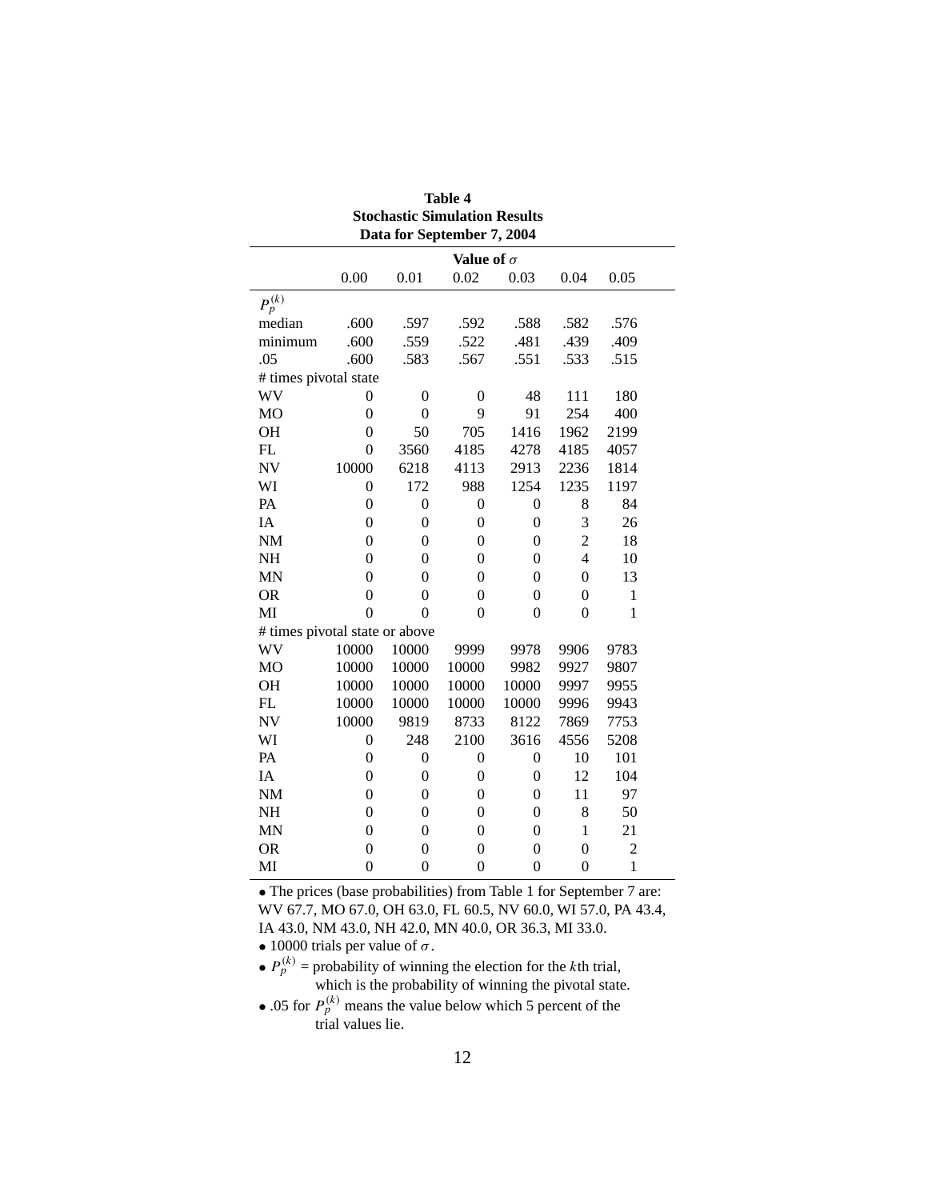**Table 4**
**Stochastic Simulation Results**
**Data for September 7, 2004**

| | **Value of $\sigma$** | | | | | |
|---|---|---|---|---|---|---|
| | 0.00 | 0.01 | 0.02 | 0.03 | 0.04 | 0.05 |
| $P_p^{(k)}$ | | | | | | |
| median | .600 | .597 | .592 | .588 | .582 | .576 |
| minimum | .600 | .559 | .522 | .481 | .439 | .409 |
| .05 | .600 | .583 | .567 | .551 | .533 | .515 |
| # times pivotal state | | | | | | |
| WV | 0 | 0 | 0 | 48 | 111 | 180 |
| MO | 0 | 0 | 9 | 91 | 254 | 400 |
| OH | 0 | 50 | 705 | 1416 | 1962 | 2199 |
| FL | 0 | 3560 | 4185 | 4278 | 4185 | 4057 |
| NV | 10000 | 6218 | 4113 | 2913 | 2236 | 1814 |
| WI | 0 | 172 | 988 | 1254 | 1235 | 1197 |
| PA | 0 | 0 | 0 | 0 | 8 | 84 |
| IA | 0 | 0 | 0 | 0 | 3 | 26 |
| NM | 0 | 0 | 0 | 0 | 2 | 18 |
| NH | 0 | 0 | 0 | 0 | 4 | 10 |
| MN | 0 | 0 | 0 | 0 | 0 | 13 |
| OR | 0 | 0 | 0 | 0 | 0 | 1 |
| MI | 0 | 0 | 0 | 0 | 0 | 1 |
| # times pivotal state or above | | | | | | |
| WV | 10000 | 10000 | 9999 | 9978 | 9906 | 9783 |
| MO | 10000 | 10000 | 10000 | 9982 | 9927 | 9807 |
| OH | 10000 | 10000 | 10000 | 10000 | 9997 | 9955 |
| FL | 10000 | 10000 | 10000 | 10000 | 9996 | 9943 |
| NV | 10000 | 9819 | 8733 | 8122 | 7869 | 7753 |
| WI | 0 | 248 | 2100 | 3616 | 4556 | 5208 |
| PA | 0 | 0 | 0 | 0 | 10 | 101 |
| IA | 0 | 0 | 0 | 0 | 12 | 104 |
| NM | 0 | 0 | 0 | 0 | 11 | 97 |
| NH | 0 | 0 | 0 | 0 | 8 | 50 |
| MN | 0 | 0 | 0 | 0 | 1 | 21 |
| OR | 0 | 0 | 0 | 0 | 0 | 2 |
| MI | 0 | 0 | 0 | 0 | 0 | 1 |

- The prices (base probabilities) from Table 1 for September 7 are: WV 67.7, MO 67.0, OH 63.0, FL 60.5, NV 60.0, WI 57.0, PA 43.4, IA 43.0, NM 43.0, NH 42.0, MN 40.0, OR 36.3, MI 33.0.
- 10000 trials per value of $\sigma$.
- $P_p^{(k)}$ = probability of winning the election for the $k$th trial, which is the probability of winning the pivotal state.
- .05 for $P_p^{(k)}$ means the value below which 5 percent of the trial values lie.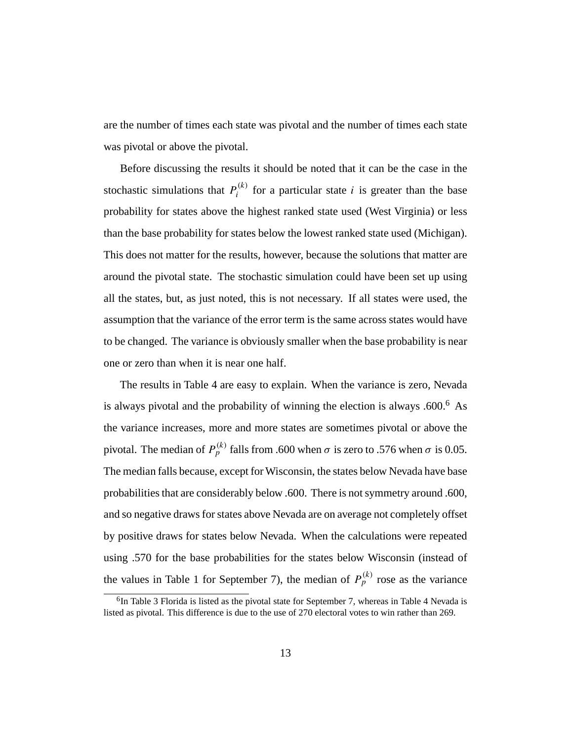are the number of times each state was pivotal and the number of times each state was pivotal or above the pivotal.

Before discussing the results it should be noted that it can be the case in the stochastic simulations that $P_i^{(k)}$ for a particular state $i$ is greater than the base probability for states above the highest ranked state used (West Virginia) or less than the base probability for states below the lowest ranked state used (Michigan). This does not matter for the results, however, because the solutions that matter are around the pivotal state. The stochastic simulation could have been set up using all the states, but, as just noted, this is not necessary. If all states were used, the assumption that the variance of the error term is the same across states would have to be changed. The variance is obviously smaller when the base probability is near one or zero than when it is near one half.

The results in Table 4 are easy to explain. When the variance is zero, Nevada is always pivotal and the probability of winning the election is always .600.[6] As the variance increases, more and more states are sometimes pivotal or above the pivotal. The median of $P_p^{(k)}$ falls from .600 when $\sigma$ is zero to .576 when $\sigma$ is 0.05. The median falls because, except for Wisconsin, the states below Nevada have base probabilities that are considerably below .600. There is not symmetry around .600, and so negative draws for states above Nevada are on average not completely offset by positive draws for states below Nevada. When the calculations were repeated using .570 for the base probabilities for the states below Wisconsin (instead of the values in Table 1 for September 7), the median of $P_p^{(k)}$ rose as the variance

[6] In Table 3 Florida is listed as the pivotal state for September 7, whereas in Table 4 Nevada is listed as pivotal. This difference is due to the use of 270 electoral votes to win rather than 269.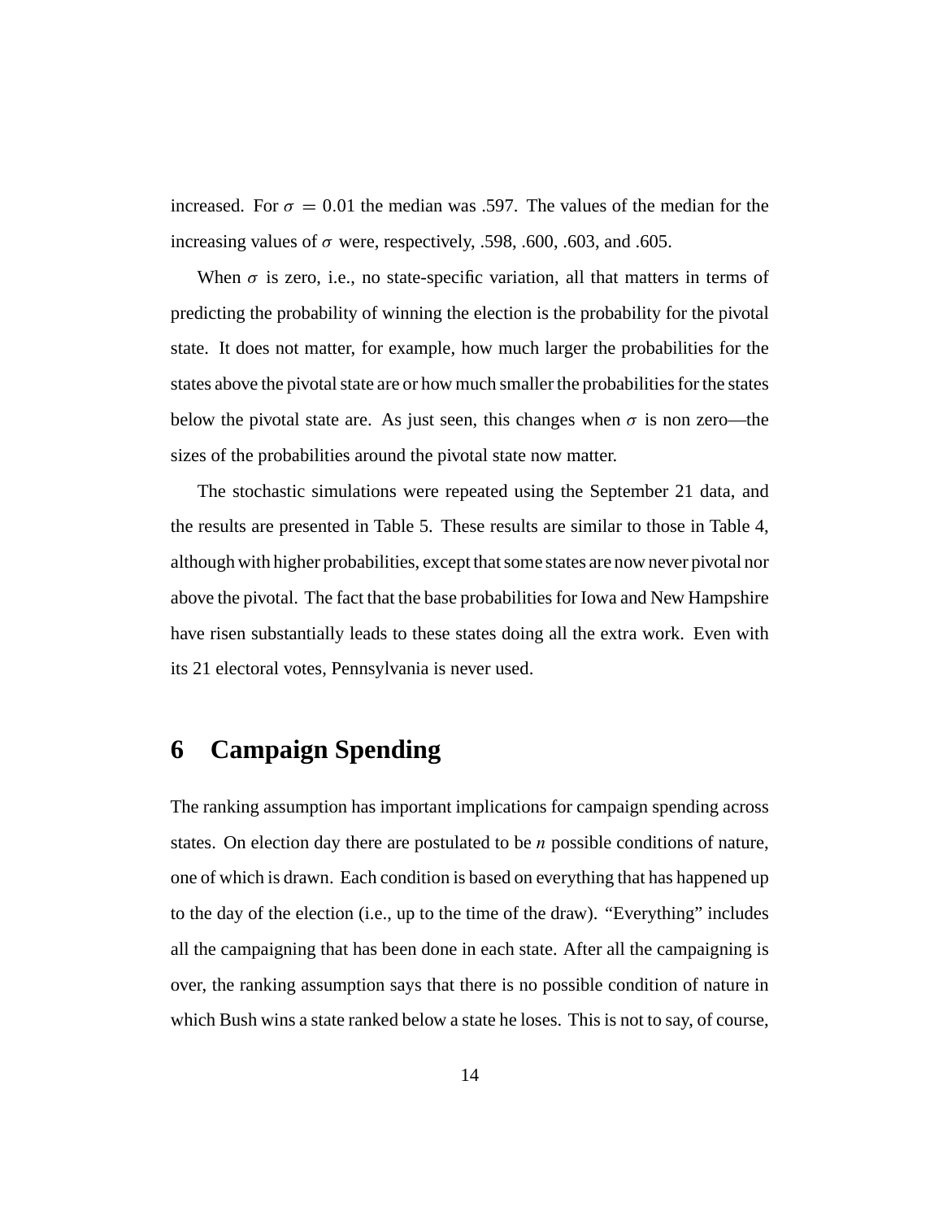increased. For $\sigma = 0.01$ the median was .597. The values of the median for the increasing values of $\sigma$ were, respectively, .598, .600, .603, and .605.

When $\sigma$ is zero, i.e., no state-specific variation, all that matters in terms of predicting the probability of winning the election is the probability for the pivotal state. It does not matter, for example, how much larger the probabilities for the states above the pivotal state are or how much smaller the probabilities for the states below the pivotal state are. As just seen, this changes when $\sigma$ is non zero—the sizes of the probabilities around the pivotal state now matter.

The stochastic simulations were repeated using the September 21 data, and the results are presented in Table 5. These results are similar to those in Table 4, although with higher probabilities, except that some states are now never pivotal nor above the pivotal. The fact that the base probabilities for Iowa and New Hampshire have risen substantially leads to these states doing all the extra work. Even with its 21 electoral votes, Pennsylvania is never used.

## 6 Campaign Spending

The ranking assumption has important implications for campaign spending across states. On election day there are postulated to be $n$ possible conditions of nature, one of which is drawn. Each condition is based on everything that has happened up to the day of the election (i.e., up to the time of the draw). "Everything" includes all the campaigning that has been done in each state. After all the campaigning is over, the ranking assumption says that there is no possible condition of nature in which Bush wins a state ranked below a state he loses. This is not to say, of course,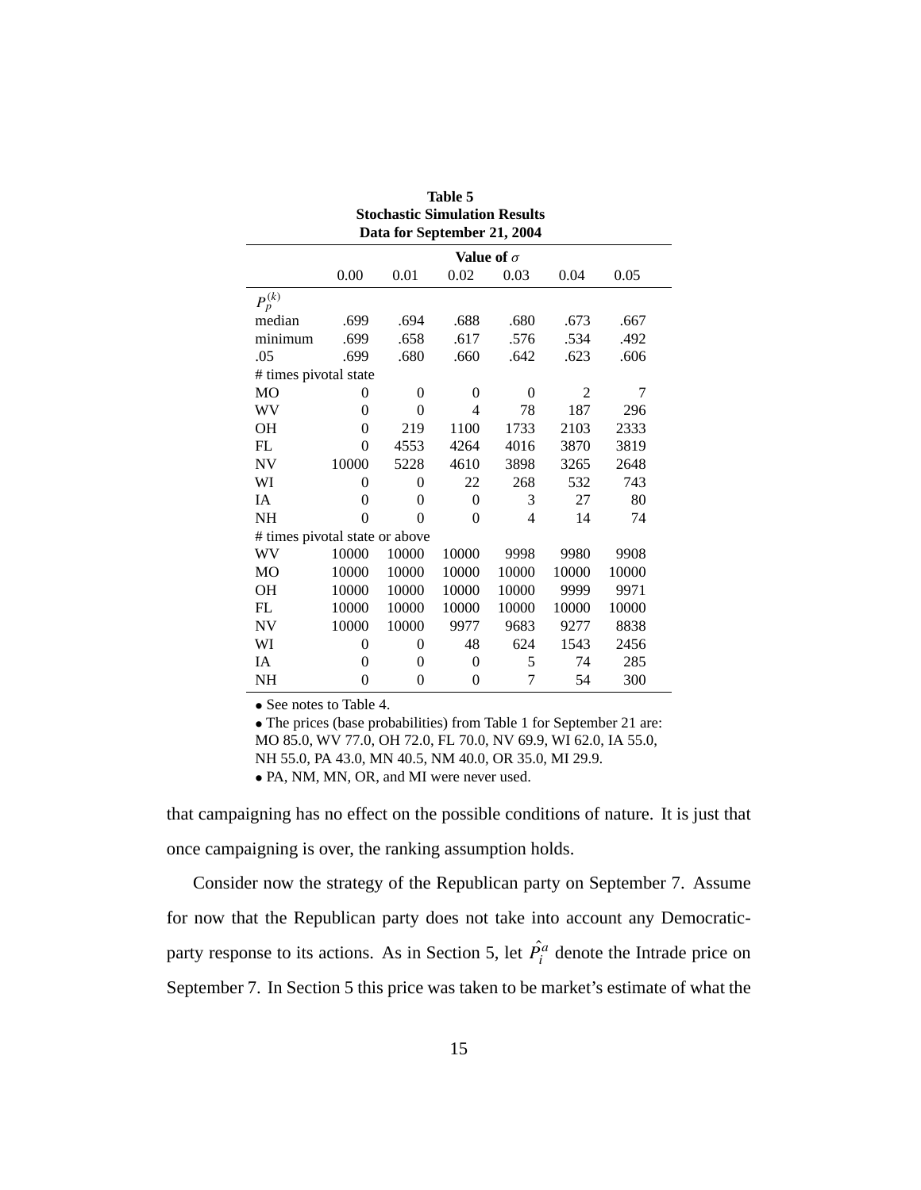**Table 5**
**Stochastic Simulation Results**
**Data for September 21, 2004**

| | **Value of $\sigma$** | | | | | |
|---|---|---|---|---|---|---|
| | 0.00 | 0.01 | 0.02 | 0.03 | 0.04 | 0.05 |
| $P_p^{(k)}$ | | | | | | |
| median | .699 | .694 | .688 | .680 | .673 | .667 |
| minimum | .699 | .658 | .617 | .576 | .534 | .492 |
| .05 | .699 | .680 | .660 | .642 | .623 | .606 |
| # times pivotal state | | | | | | |
| MO | 0 | 0 | 0 | 0 | 2 | 7 |
| WV | 0 | 0 | 4 | 78 | 187 | 296 |
| OH | 0 | 219 | 1100 | 1733 | 2103 | 2333 |
| FL | 0 | 4553 | 4264 | 4016 | 3870 | 3819 |
| NV | 10000 | 5228 | 4610 | 3898 | 3265 | 2648 |
| WI | 0 | 0 | 22 | 268 | 532 | 743 |
| IA | 0 | 0 | 0 | 3 | 27 | 80 |
| NH | 0 | 0 | 0 | 4 | 14 | 74 |
| # times pivotal state or above | | | | | | |
| WV | 10000 | 10000 | 10000 | 9998 | 9980 | 9908 |
| MO | 10000 | 10000 | 10000 | 10000 | 10000 | 10000 |
| OH | 10000 | 10000 | 10000 | 10000 | 9999 | 9971 |
| FL | 10000 | 10000 | 10000 | 10000 | 10000 | 10000 |
| NV | 10000 | 10000 | 9977 | 9683 | 9277 | 8838 |
| WI | 0 | 0 | 48 | 624 | 1543 | 2456 |
| IA | 0 | 0 | 0 | 5 | 74 | 285 |
| NH | 0 | 0 | 0 | 7 | 54 | 300 |

- See notes to Table 4.
- The prices (base probabilities) from Table 1 for September 21 are: MO 85.0, WV 77.0, OH 72.0, FL 70.0, NV 69.9, WI 62.0, IA 55.0, NH 55.0, PA 43.0, MN 40.5, NM 40.0, OR 35.0, MI 29.9.
- PA, NM, MN, OR, and MI were never used.

that campaigning has no effect on the possible conditions of nature. It is just that once campaigning is over, the ranking assumption holds.

Consider now the strategy of the Republican party on September 7. Assume for now that the Republican party does not take into account any Democratic-party response to its actions. As in Section 5, let $\hat{P}_i^a$ denote the Intrade price on September 7. In Section 5 this price was taken to be market's estimate of what the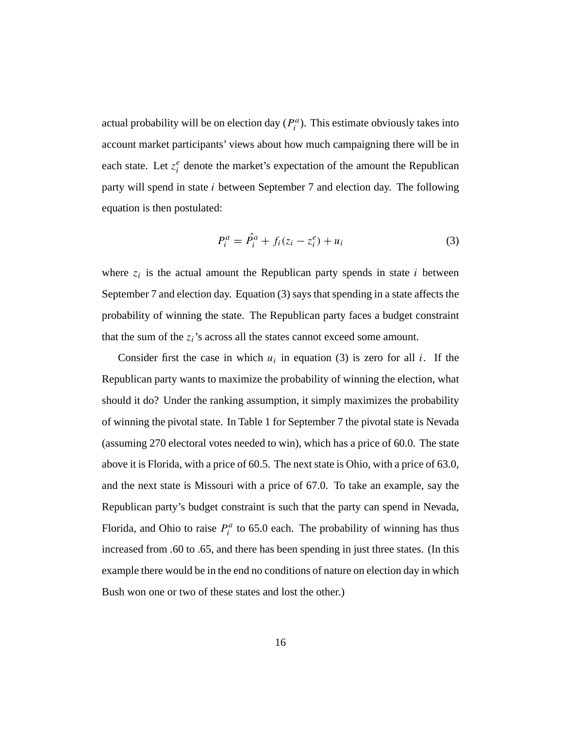actual probability will be on election day ($P_i^a$). This estimate obviously takes into account market participants' views about how much campaigning there will be in each state. Let $z_i^e$ denote the market's expectation of the amount the Republican party will spend in state $i$ between September 7 and election day. The following equation is then postulated:

$$P_i^a = \hat{P}_i^a + f_i(z_i - z_i^e) + u_i \tag{3}$$

where $z_i$ is the actual amount the Republican party spends in state $i$ between September 7 and election day. Equation (3) says that spending in a state affects the probability of winning the state. The Republican party faces a budget constraint that the sum of the $z_i$'s across all the states cannot exceed some amount.

Consider first the case in which $u_i$ in equation (3) is zero for all $i$. If the Republican party wants to maximize the probability of winning the election, what should it do? Under the ranking assumption, it simply maximizes the probability of winning the pivotal state. In Table 1 for September 7 the pivotal state is Nevada (assuming 270 electoral votes needed to win), which has a price of 60.0. The state above it is Florida, with a price of 60.5. The next state is Ohio, with a price of 63.0, and the next state is Missouri with a price of 67.0. To take an example, say the Republican party's budget constraint is such that the party can spend in Nevada, Florida, and Ohio to raise $P_i^a$ to 65.0 each. The probability of winning has thus increased from .60 to .65, and there has been spending in just three states. (In this example there would be in the end no conditions of nature on election day in which Bush won one or two of these states and lost the other.)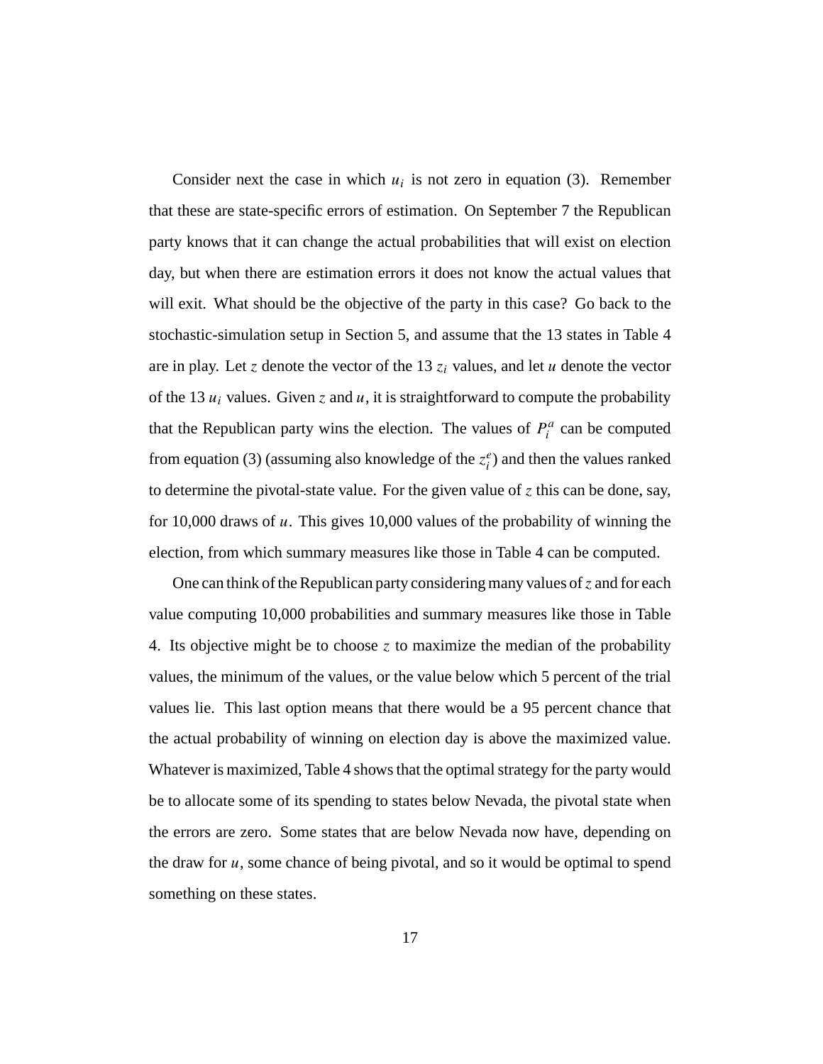Consider next the case in which $u_i$ is not zero in equation (3). Remember that these are state-specific errors of estimation. On September 7 the Republican party knows that it can change the actual probabilities that will exist on election day, but when there are estimation errors it does not know the actual values that will exit. What should be the objective of the party in this case? Go back to the stochastic-simulation setup in Section 5, and assume that the 13 states in Table 4 are in play. Let $z$ denote the vector of the 13 $z_i$ values, and let $u$ denote the vector of the 13 $u_i$ values. Given $z$ and $u$, it is straightforward to compute the probability that the Republican party wins the election. The values of $P_i^a$ can be computed from equation (3) (assuming also knowledge of the $z_i^e$) and then the values ranked to determine the pivotal-state value. For the given value of $z$ this can be done, say, for 10,000 draws of $u$. This gives 10,000 values of the probability of winning the election, from which summary measures like those in Table 4 can be computed.

One can think of the Republican party considering many values of $z$ and for each value computing 10,000 probabilities and summary measures like those in Table 4. Its objective might be to choose $z$ to maximize the median of the probability values, the minimum of the values, or the value below which 5 percent of the trial values lie. This last option means that there would be a 95 percent chance that the actual probability of winning on election day is above the maximized value. Whatever is maximized, Table 4 shows that the optimal strategy for the party would be to allocate some of its spending to states below Nevada, the pivotal state when the errors are zero. Some states that are below Nevada now have, depending on the draw for $u$, some chance of being pivotal, and so it would be optimal to spend something on these states.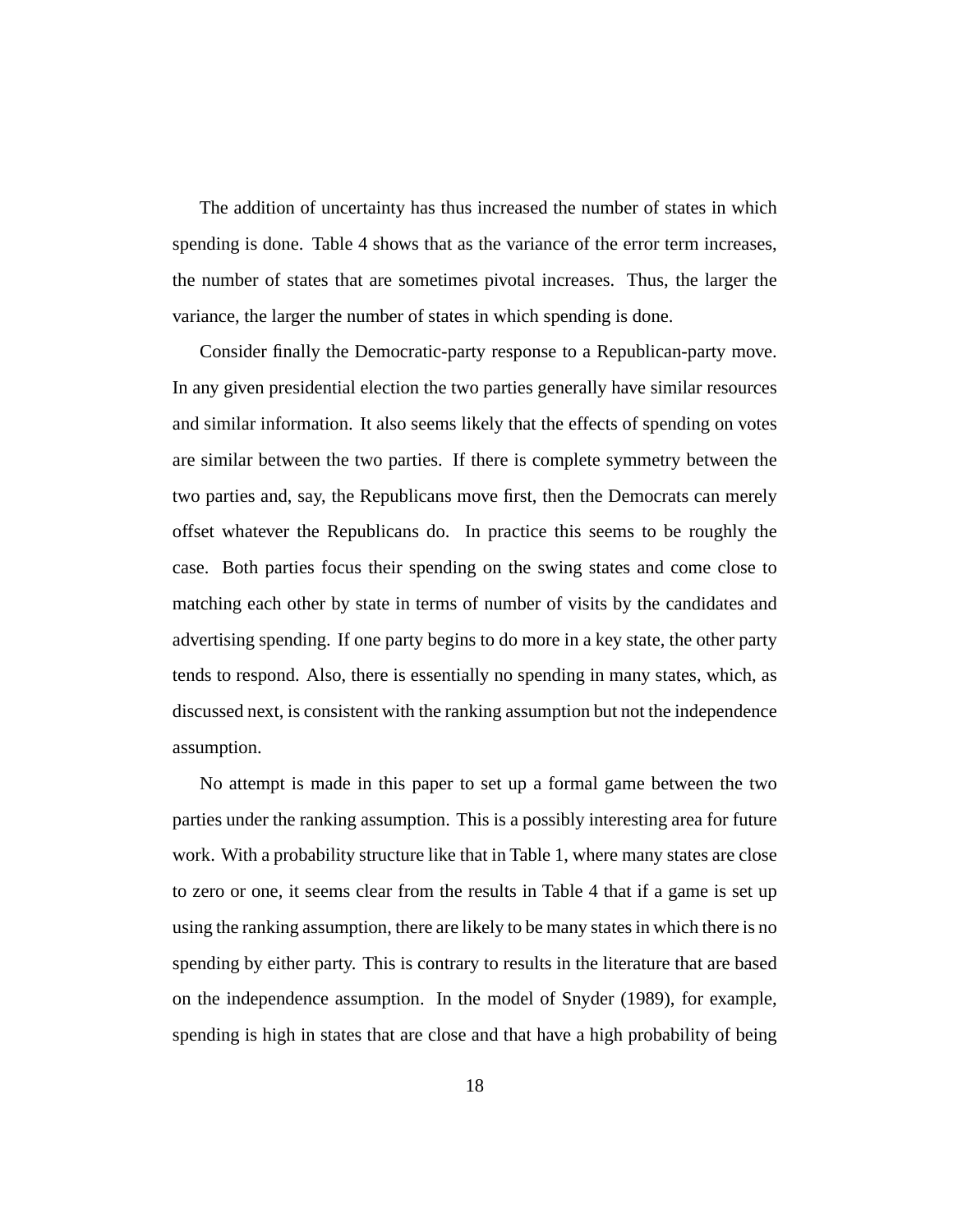The addition of uncertainty has thus increased the number of states in which spending is done. Table 4 shows that as the variance of the error term increases, the number of states that are sometimes pivotal increases. Thus, the larger the variance, the larger the number of states in which spending is done.

Consider finally the Democratic-party response to a Republican-party move. In any given presidential election the two parties generally have similar resources and similar information. It also seems likely that the effects of spending on votes are similar between the two parties. If there is complete symmetry between the two parties and, say, the Republicans move first, then the Democrats can merely offset whatever the Republicans do. In practice this seems to be roughly the case. Both parties focus their spending on the swing states and come close to matching each other by state in terms of number of visits by the candidates and advertising spending. If one party begins to do more in a key state, the other party tends to respond. Also, there is essentially no spending in many states, which, as discussed next, is consistent with the ranking assumption but not the independence assumption.

No attempt is made in this paper to set up a formal game between the two parties under the ranking assumption. This is a possibly interesting area for future work. With a probability structure like that in Table 1, where many states are close to zero or one, it seems clear from the results in Table 4 that if a game is set up using the ranking assumption, there are likely to be many states in which there is no spending by either party. This is contrary to results in the literature that are based on the independence assumption. In the model of Snyder (1989), for example, spending is high in states that are close and that have a high probability of being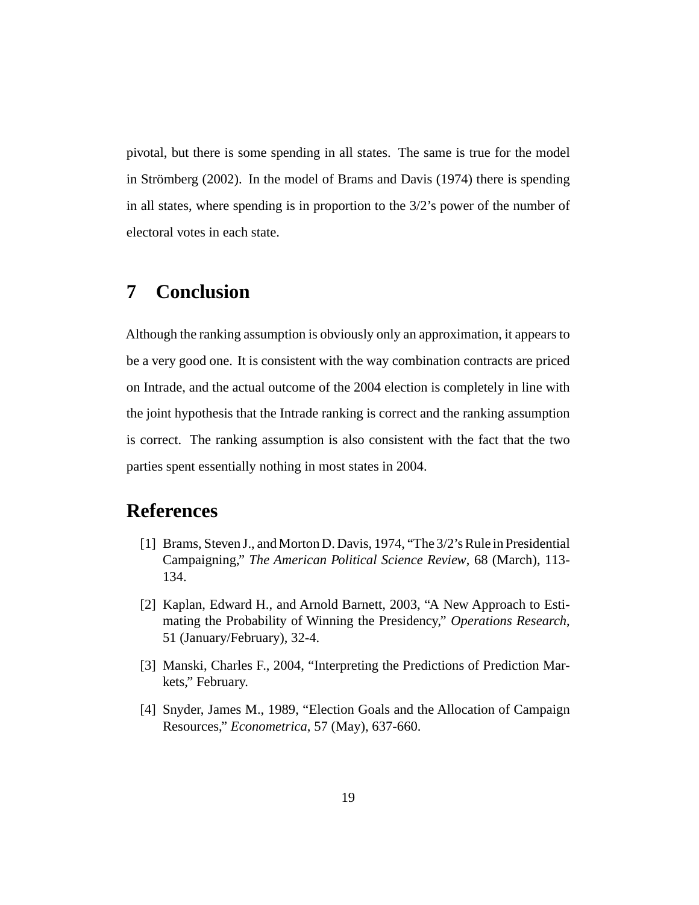pivotal, but there is some spending in all states. The same is true for the model in Strömberg (2002). In the model of Brams and Davis (1974) there is spending in all states, where spending is in proportion to the 3/2's power of the number of electoral votes in each state.

## 7 Conclusion

Although the ranking assumption is obviously only an approximation, it appears to be a very good one. It is consistent with the way combination contracts are priced on Intrade, and the actual outcome of the 2004 election is completely in line with the joint hypothesis that the Intrade ranking is correct and the ranking assumption is correct. The ranking assumption is also consistent with the fact that the two parties spent essentially nothing in most states in 2004.

## References

[1] Brams, Steven J., and Morton D. Davis, 1974, "The 3/2's Rule in Presidential Campaigning," *The American Political Science Review*, 68 (March), 113-134.

[2] Kaplan, Edward H., and Arnold Barnett, 2003, "A New Approach to Estimating the Probability of Winning the Presidency," *Operations Research*, 51 (January/February), 32-4.

[3] Manski, Charles F., 2004, "Interpreting the Predictions of Prediction Markets," February.

[4] Snyder, James M., 1989, "Election Goals and the Allocation of Campaign Resources," *Econometrica*, 57 (May), 637-660.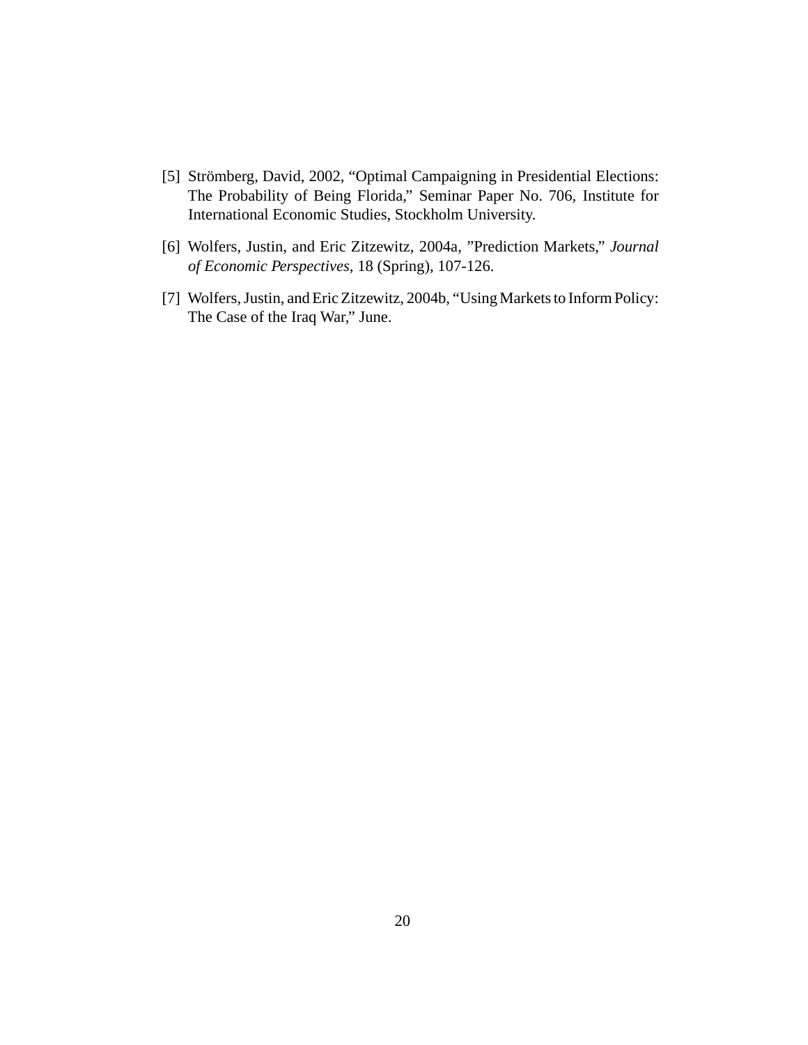[5] Strömberg, David, 2002, "Optimal Campaigning in Presidential Elections: The Probability of Being Florida," Seminar Paper No. 706, Institute for International Economic Studies, Stockholm University.

[6] Wolfers, Justin, and Eric Zitzewitz, 2004a, "Prediction Markets," *Journal of Economic Perspectives*, 18 (Spring), 107-126.

[7] Wolfers, Justin, and Eric Zitzewitz, 2004b, "Using Markets to Inform Policy: The Case of the Iraq War," June.